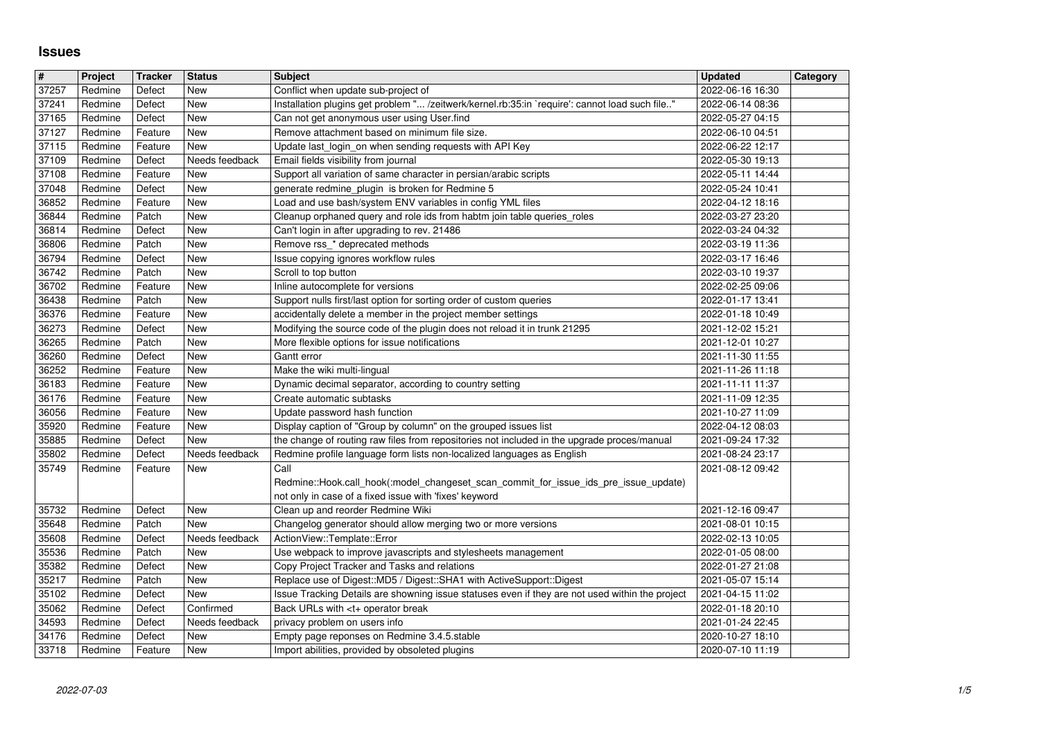# Issues

| # | Project | Tracker | Status | Subject | Updated | Category |
|---|---|---|---|---|---|---|
| 37257 | Redmine | Defect | New | Conflict when update sub-project of | 2022-06-16 16:30 | |
| 37241 | Redmine | Defect | New | Installation plugins get problem "... /zeitwerk/kernel.rb:35:in `require': cannot load such file.." | 2022-06-14 08:36 | |
| 37165 | Redmine | Defect | New | Can not get anonymous user using User.find | 2022-05-27 04:15 | |
| 37127 | Redmine | Feature | New | Remove attachment based on minimum file size. | 2022-06-10 04:51 | |
| 37115 | Redmine | Feature | New | Update last_login_on when sending requests with API Key | 2022-06-22 12:17 | |
| 37109 | Redmine | Defect | Needs feedback | Email fields visibility from journal | 2022-05-30 19:13 | |
| 37108 | Redmine | Feature | New | Support all variation of same character in persian/arabic scripts | 2022-05-11 14:44 | |
| 37048 | Redmine | Defect | New | generate redmine_plugin is broken for Redmine 5 | 2022-05-24 10:41 | |
| 36852 | Redmine | Feature | New | Load and use bash/system ENV variables in config YML files | 2022-04-12 18:16 | |
| 36844 | Redmine | Patch | New | Cleanup orphaned query and role ids from habtm join table queries_roles | 2022-03-27 23:20 | |
| 36814 | Redmine | Defect | New | Can't login in after upgrading to rev. 21486 | 2022-03-24 04:32 | |
| 36806 | Redmine | Patch | New | Remove rss_* deprecated methods | 2022-03-19 11:36 | |
| 36794 | Redmine | Defect | New | Issue copying ignores workflow rules | 2022-03-17 16:46 | |
| 36742 | Redmine | Patch | New | Scroll to top button | 2022-03-10 19:37 | |
| 36702 | Redmine | Feature | New | Inline autocomplete for versions | 2022-02-25 09:06 | |
| 36438 | Redmine | Patch | New | Support nulls first/last option for sorting order of custom queries | 2022-01-17 13:41 | |
| 36376 | Redmine | Feature | New | accidentally delete a member in the project member settings | 2022-01-18 10:49 | |
| 36273 | Redmine | Defect | New | Modifying the source code of the plugin does not reload it in trunk 21295 | 2021-12-02 15:21 | |
| 36265 | Redmine | Patch | New | More flexible options for issue notifications | 2021-12-01 10:27 | |
| 36260 | Redmine | Defect | New | Gantt error | 2021-11-30 11:55 | |
| 36252 | Redmine | Feature | New | Make the wiki multi-lingual | 2021-11-26 11:18 | |
| 36183 | Redmine | Feature | New | Dynamic decimal separator, according to country setting | 2021-11-11 11:37 | |
| 36176 | Redmine | Feature | New | Create automatic subtasks | 2021-11-09 12:35 | |
| 36056 | Redmine | Feature | New | Update password hash function | 2021-10-27 11:09 | |
| 35920 | Redmine | Feature | New | Display caption of "Group by column" on the grouped issues list | 2022-04-12 08:03 | |
| 35885 | Redmine | Defect | New | the change of routing raw files from repositories not included in the upgrade proces/manual | 2021-09-24 17:32 | |
| 35802 | Redmine | Defect | Needs feedback | Redmine profile language form lists non-localized languages as English | 2021-08-24 23:17 | |
| 35749 | Redmine | Feature | New | Call Redmine::Hook.call_hook(:model_changeset_scan_commit_for_issue_ids_pre_issue_update) not only in case of a fixed issue with 'fixes' keyword | 2021-08-12 09:42 | |
| 35732 | Redmine | Defect | New | Clean up and reorder Redmine Wiki | 2021-12-16 09:47 | |
| 35648 | Redmine | Patch | New | Changelog generator should allow merging two or more versions | 2021-08-01 10:15 | |
| 35608 | Redmine | Defect | Needs feedback | ActionView::Template::Error | 2022-02-13 10:05 | |
| 35536 | Redmine | Patch | New | Use webpack to improve javascripts and stylesheets management | 2022-01-05 08:00 | |
| 35382 | Redmine | Defect | New | Copy Project Tracker and Tasks and relations | 2022-01-27 21:08 | |
| 35217 | Redmine | Patch | New | Replace use of Digest::MD5 / Digest::SHA1 with ActiveSupport::Digest | 2021-05-07 15:14 | |
| 35102 | Redmine | Defect | New | Issue Tracking Details are showning issue statuses even if they are not used within the project | 2021-04-15 11:02 | |
| 35062 | Redmine | Defect | Confirmed | Back URLs with <t+ operator break | 2022-01-18 20:10 | |
| 34593 | Redmine | Defect | Needs feedback | privacy problem on users info | 2021-01-24 22:45 | |
| 34176 | Redmine | Defect | New | Empty page reponses on Redmine 3.4.5.stable | 2020-10-27 18:10 | |
| 33718 | Redmine | Feature | New | Import abilities, provided by obsoleted plugins | 2020-07-10 11:19 | |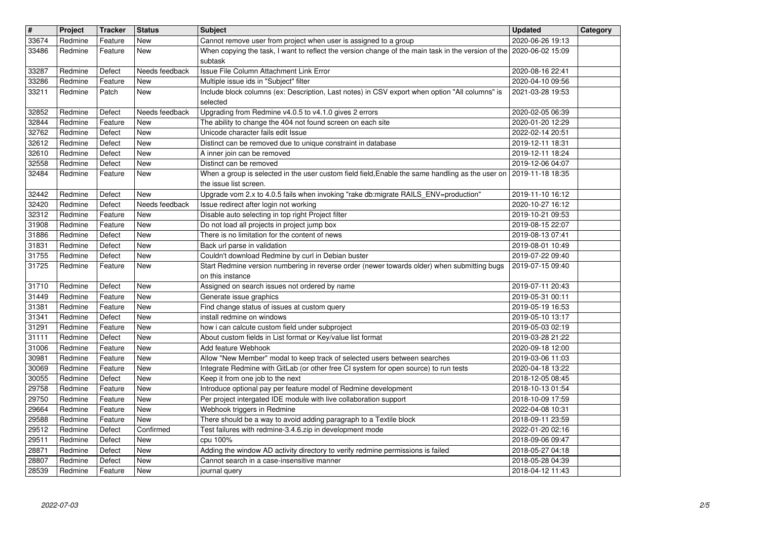| # | Project | Tracker | Status | Subject | Updated | Category |
|---|---|---|---|---|---|---|
| 33674 | Redmine | Feature | New | Cannot remove user from project when user is assigned to a group | 2020-06-26 19:13 | |
| 33486 | Redmine | Feature | New | When copying the task, I want to reflect the version change of the main task in the version of the subtask | 2020-06-02 15:09 | |
| 33287 | Redmine | Defect | Needs feedback | Issue File Column Attachment Link Error | 2020-08-16 22:41 | |
| 33286 | Redmine | Feature | New | Multiple issue ids in "Subject" filter | 2020-04-10 09:56 | |
| 33211 | Redmine | Patch | New | Include block columns (ex: Description, Last notes) in CSV export when option "All columns" is selected | 2021-03-28 19:53 | |
| 32852 | Redmine | Defect | Needs feedback | Upgrading from Redmine v4.0.5 to v4.1.0 gives 2 errors | 2020-02-05 06:39 | |
| 32844 | Redmine | Feature | New | The ability to change the 404 not found screen on each site | 2020-01-20 12:29 | |
| 32762 | Redmine | Defect | New | Unicode character fails edit Issue | 2022-02-14 20:51 | |
| 32612 | Redmine | Defect | New | Distinct can be removed due to unique constraint in database | 2019-12-11 18:31 | |
| 32610 | Redmine | Defect | New | A inner join can be removed | 2019-12-11 18:24 | |
| 32558 | Redmine | Defect | New | Distinct can be removed | 2019-12-06 04:07 | |
| 32484 | Redmine | Feature | New | When a group is selected in the user custom field field,Enable the same handling as the user on the issue list screen. | 2019-11-18 18:35 | |
| 32442 | Redmine | Defect | New | Upgrade vom 2.x to 4.0.5 fails when invoking "rake db:migrate RAILS_ENV=production" | 2019-11-10 16:12 | |
| 32420 | Redmine | Defect | Needs feedback | Issue redirect after login not working | 2020-10-27 16:12 | |
| 32312 | Redmine | Feature | New | Disable auto selecting in top right Project filter | 2019-10-21 09:53 | |
| 31908 | Redmine | Feature | New | Do not load all projects in project jump box | 2019-08-15 22:07 | |
| 31886 | Redmine | Defect | New | There is no limitation for the content of news | 2019-08-13 07:41 | |
| 31831 | Redmine | Defect | New | Back url parse in validation | 2019-08-01 10:49 | |
| 31755 | Redmine | Defect | New | Couldn't download Redmine by curl in Debian buster | 2019-07-22 09:40 | |
| 31725 | Redmine | Feature | New | Start Redmine version numbering in reverse order (newer towards older) when submitting bugs on this instance | 2019-07-15 09:40 | |
| 31710 | Redmine | Defect | New | Assigned on search issues not ordered by name | 2019-07-11 20:43 | |
| 31449 | Redmine | Feature | New | Generate issue graphics | 2019-05-31 00:11 | |
| 31381 | Redmine | Feature | New | Find change status of issues at custom query | 2019-05-19 16:53 | |
| 31341 | Redmine | Defect | New | install redmine on windows | 2019-05-10 13:17 | |
| 31291 | Redmine | Feature | New | how i can calcute custom field under subproject | 2019-05-03 02:19 | |
| 31111 | Redmine | Defect | New | About custom fields in List format or Key/value list format | 2019-03-28 21:22 | |
| 31006 | Redmine | Feature | New | Add feature Webhook | 2020-09-18 12:00 | |
| 30981 | Redmine | Feature | New | Allow "New Member" modal to keep track of selected users between searches | 2019-03-06 11:03 | |
| 30069 | Redmine | Feature | New | Integrate Redmine with GitLab (or other free CI system for open source) to run tests | 2020-04-18 13:22 | |
| 30055 | Redmine | Defect | New | Keep it from one job to the next | 2018-12-05 08:45 | |
| 29758 | Redmine | Feature | New | Introduce optional pay per feature model of Redmine development | 2018-10-13 01:54 | |
| 29750 | Redmine | Feature | New | Per project intergated IDE module with live collaboration support | 2018-10-09 17:59 | |
| 29664 | Redmine | Feature | New | Webhook triggers in Redmine | 2022-04-08 10:31 | |
| 29588 | Redmine | Feature | New | There should be a way to avoid adding paragraph to a Textile block | 2018-09-11 23:59 | |
| 29512 | Redmine | Defect | Confirmed | Test failures with redmine-3.4.6.zip in development mode | 2022-01-20 02:16 | |
| 29511 | Redmine | Defect | New | cpu 100% | 2018-09-06 09:47 | |
| 28871 | Redmine | Defect | New | Adding the window AD activity directory to verify redmine permissions is failed | 2018-05-27 04:18 | |
| 28807 | Redmine | Defect | New | Cannot search in a case-insensitive manner | 2018-05-28 04:39 | |
| 28539 | Redmine | Feature | New | journal query | 2018-04-12 11:43 | |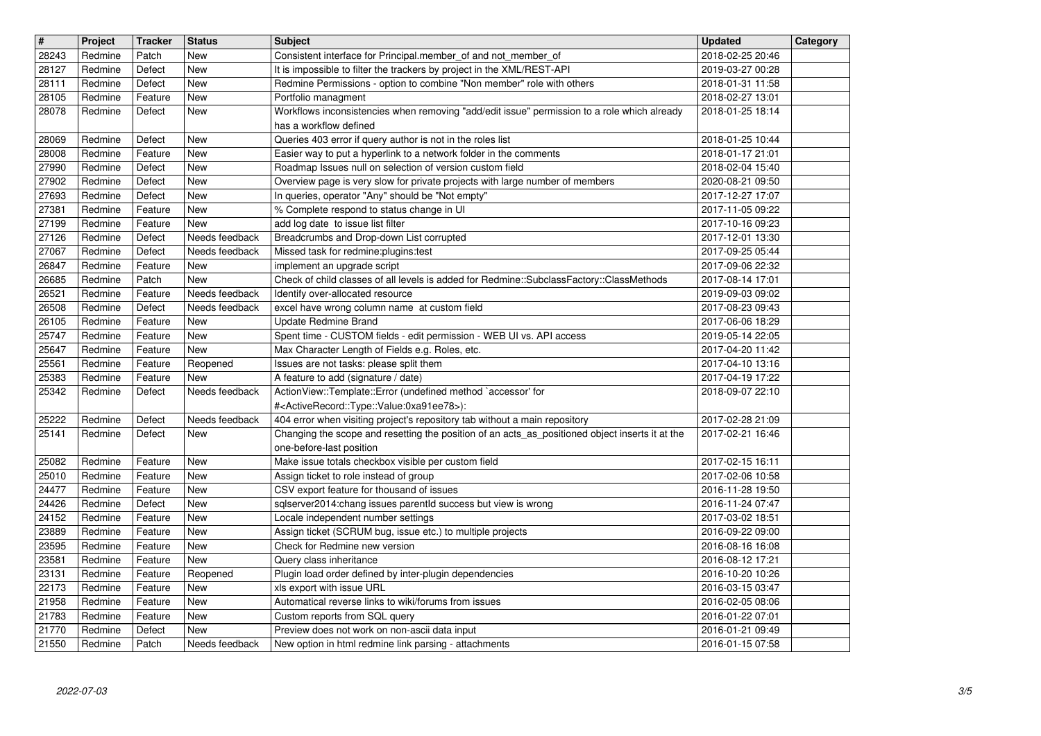| # | Project | Tracker | Status | Subject | Updated | Category |
|---|---|---|---|---|---|---|
| 28243 | Redmine | Patch | New | Consistent interface for Principal.member_of and not_member_of | 2018-02-25 20:46 | |
| 28127 | Redmine | Defect | New | It is impossible to filter the trackers by project in the XML/REST-API | 2019-03-27 00:28 | |
| 28111 | Redmine | Defect | New | Redmine Permissions - option to combine "Non member" role with others | 2018-01-31 11:58 | |
| 28105 | Redmine | Feature | New | Portfolio managment | 2018-02-27 13:01 | |
| 28078 | Redmine | Defect | New | Workflows inconsistencies when removing "add/edit issue" permission to a role which already has a workflow defined | 2018-01-25 18:14 | |
| 28069 | Redmine | Defect | New | Queries 403 error if query author is not in the roles list | 2018-01-25 10:44 | |
| 28008 | Redmine | Feature | New | Easier way to put a hyperlink to a network folder in the comments | 2018-01-17 21:01 | |
| 27990 | Redmine | Defect | New | Roadmap Issues null on selection of version custom field | 2018-02-04 15:40 | |
| 27902 | Redmine | Defect | New | Overview page is very slow for private projects with large number of members | 2020-08-21 09:50 | |
| 27693 | Redmine | Defect | New | In queries, operator "Any" should be "Not empty" | 2017-12-27 17:07 | |
| 27381 | Redmine | Feature | New | % Complete respond to status change in UI | 2017-11-05 09:22 | |
| 27199 | Redmine | Feature | New | add log date to issue list filter | 2017-10-16 09:23 | |
| 27126 | Redmine | Defect | Needs feedback | Breadcrumbs and Drop-down List corrupted | 2017-12-01 13:30 | |
| 27067 | Redmine | Defect | Needs feedback | Missed task for redmine:plugins:test | 2017-09-25 05:44 | |
| 26847 | Redmine | Feature | New | implement an upgrade script | 2017-09-06 22:32 | |
| 26685 | Redmine | Patch | New | Check of child classes of all levels is added for Redmine::SubclassFactory::ClassMethods | 2017-08-14 17:01 | |
| 26521 | Redmine | Feature | Needs feedback | Identify over-allocated resource | 2019-09-03 09:02 | |
| 26508 | Redmine | Defect | Needs feedback | excel have wrong column name at custom field | 2017-08-23 09:43 | |
| 26105 | Redmine | Feature | New | Update Redmine Brand | 2017-06-06 18:29 | |
| 25747 | Redmine | Feature | New | Spent time - CUSTOM fields - edit permission - WEB UI vs. API access | 2019-05-14 22:05 | |
| 25647 | Redmine | Feature | New | Max Character Length of Fields e.g. Roles, etc. | 2017-04-20 11:42 | |
| 25561 | Redmine | Feature | Reopened | Issues are not tasks: please split them | 2017-04-10 13:16 | |
| 25383 | Redmine | Feature | New | A feature to add (signature / date) | 2017-04-19 17:22 | |
| 25342 | Redmine | Defect | Needs feedback | ActionView::Template::Error (undefined method `accessor' for #<ActiveRecord::Type::Value:0xa91ee78>): | 2018-09-07 22:10 | |
| 25222 | Redmine | Defect | Needs feedback | 404 error when visiting project's repository tab without a main repository | 2017-02-28 21:09 | |
| 25141 | Redmine | Defect | New | Changing the scope and resetting the position of an acts_as_positioned object inserts it at the one-before-last position | 2017-02-21 16:46 | |
| 25082 | Redmine | Feature | New | Make issue totals checkbox visible per custom field | 2017-02-15 16:11 | |
| 25010 | Redmine | Feature | New | Assign ticket to role instead of group | 2017-02-06 10:58 | |
| 24477 | Redmine | Feature | New | CSV export feature for thousand of issues | 2016-11-28 19:50 | |
| 24426 | Redmine | Defect | New | sqlserver2014:chang issues parentId success but view is wrong | 2016-11-24 07:47 | |
| 24152 | Redmine | Feature | New | Locale independent number settings | 2017-03-02 18:51 | |
| 23889 | Redmine | Feature | New | Assign ticket (SCRUM bug, issue etc.) to multiple projects | 2016-09-22 09:00 | |
| 23595 | Redmine | Feature | New | Check for Redmine new version | 2016-08-16 16:08 | |
| 23581 | Redmine | Feature | New | Query class inheritance | 2016-08-12 17:21 | |
| 23131 | Redmine | Feature | Reopened | Plugin load order defined by inter-plugin dependencies | 2016-10-20 10:26 | |
| 22173 | Redmine | Feature | New | xls export with issue URL | 2016-03-15 03:47 | |
| 21958 | Redmine | Feature | New | Automatical reverse links to wiki/forums from issues | 2016-02-05 08:06 | |
| 21783 | Redmine | Feature | New | Custom reports from SQL query | 2016-01-22 07:01 | |
| 21770 | Redmine | Defect | New | Preview does not work on non-ascii data input | 2016-01-21 09:49 | |
| 21550 | Redmine | Patch | Needs feedback | New option in html redmine link parsing - attachments | 2016-01-15 07:58 | |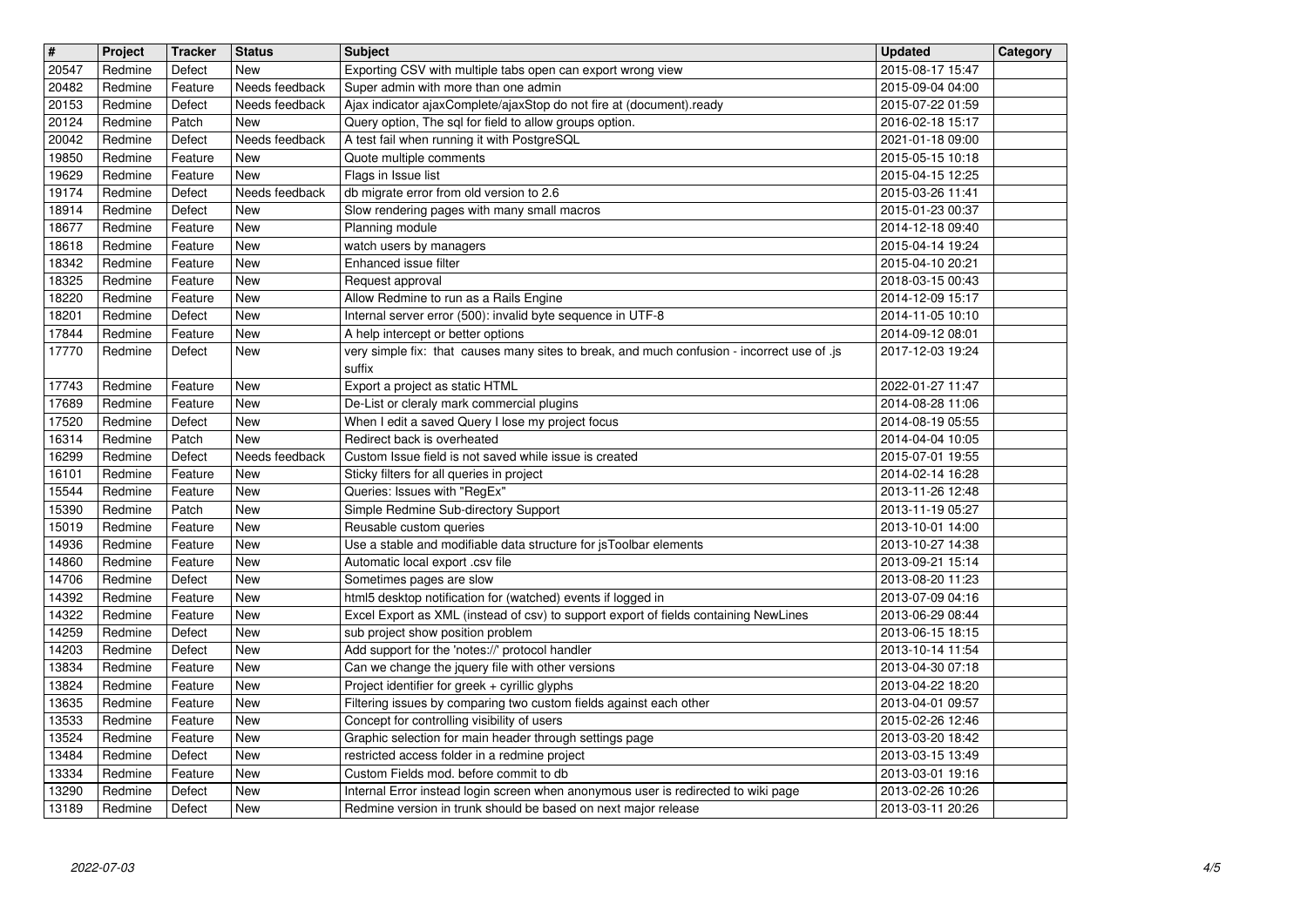| # | Project | Tracker | Status | Subject | Updated | Category |
|---|---|---|---|---|---|---|
| 20547 | Redmine | Defect | New | Exporting CSV with multiple tabs open can export wrong view | 2015-08-17 15:47 | |
| 20482 | Redmine | Feature | Needs feedback | Super admin with more than one admin | 2015-09-04 04:00 | |
| 20153 | Redmine | Defect | Needs feedback | Ajax indicator ajaxComplete/ajaxStop do not fire at (document).ready | 2015-07-22 01:59 | |
| 20124 | Redmine | Patch | New | Query option, The sql for field to allow groups option. | 2016-02-18 15:17 | |
| 20042 | Redmine | Defect | Needs feedback | A test fail when running it with PostgreSQL | 2021-01-18 09:00 | |
| 19850 | Redmine | Feature | New | Quote multiple comments | 2015-05-15 10:18 | |
| 19629 | Redmine | Feature | New | Flags in Issue list | 2015-04-15 12:25 | |
| 19174 | Redmine | Defect | Needs feedback | db migrate error from old version to 2.6 | 2015-03-26 11:41 | |
| 18914 | Redmine | Defect | New | Slow rendering pages with many small macros | 2015-01-23 00:37 | |
| 18677 | Redmine | Feature | New | Planning module | 2014-12-18 09:40 | |
| 18618 | Redmine | Feature | New | watch users by managers | 2015-04-14 19:24 | |
| 18342 | Redmine | Feature | New | Enhanced issue filter | 2015-04-10 20:21 | |
| 18325 | Redmine | Feature | New | Request approval | 2018-03-15 00:43 | |
| 18220 | Redmine | Feature | New | Allow Redmine to run as a Rails Engine | 2014-12-09 15:17 | |
| 18201 | Redmine | Defect | New | Internal server error (500): invalid byte sequence in UTF-8 | 2014-11-05 10:10 | |
| 17844 | Redmine | Feature | New | A help intercept or better options | 2014-09-12 08:01 | |
| 17770 | Redmine | Defect | New | very simple fix: that causes many sites to break, and much confusion - incorrect use of .js suffix | 2017-12-03 19:24 | |
| 17743 | Redmine | Feature | New | Export a project as static HTML | 2022-01-27 11:47 | |
| 17689 | Redmine | Feature | New | De-List or cleraly mark commercial plugins | 2014-08-28 11:06 | |
| 17520 | Redmine | Defect | New | When I edit a saved Query I lose my project focus | 2014-08-19 05:55 | |
| 16314 | Redmine | Patch | New | Redirect back is overheated | 2014-04-04 10:05 | |
| 16299 | Redmine | Defect | Needs feedback | Custom Issue field is not saved while issue is created | 2015-07-01 19:55 | |
| 16101 | Redmine | Feature | New | Sticky filters for all queries in project | 2014-02-14 16:28 | |
| 15544 | Redmine | Feature | New | Queries: Issues with "RegEx" | 2013-11-26 12:48 | |
| 15390 | Redmine | Patch | New | Simple Redmine Sub-directory Support | 2013-11-19 05:27 | |
| 15019 | Redmine | Feature | New | Reusable custom queries | 2013-10-01 14:00 | |
| 14936 | Redmine | Feature | New | Use a stable and modifiable data structure for jsToolbar elements | 2013-10-27 14:38 | |
| 14860 | Redmine | Feature | New | Automatic local export .csv file | 2013-09-21 15:14 | |
| 14706 | Redmine | Defect | New | Sometimes pages are slow | 2013-08-20 11:23 | |
| 14392 | Redmine | Feature | New | html5 desktop notification for (watched) events if logged in | 2013-07-09 04:16 | |
| 14322 | Redmine | Feature | New | Excel Export as XML (instead of csv) to support export of fields containing NewLines | 2013-06-29 08:44 | |
| 14259 | Redmine | Defect | New | sub project show position problem | 2013-06-15 18:15 | |
| 14203 | Redmine | Defect | New | Add support for the 'notes://' protocol handler | 2013-10-14 11:54 | |
| 13834 | Redmine | Feature | New | Can we change the jquery file with other versions | 2013-04-30 07:18 | |
| 13824 | Redmine | Feature | New | Project identifier for greek + cyrillic glyphs | 2013-04-22 18:20 | |
| 13635 | Redmine | Feature | New | Filtering issues by comparing two custom fields against each other | 2013-04-01 09:57 | |
| 13533 | Redmine | Feature | New | Concept for controlling visibility of users | 2015-02-26 12:46 | |
| 13524 | Redmine | Feature | New | Graphic selection for main header through settings page | 2013-03-20 18:42 | |
| 13484 | Redmine | Defect | New | restricted access folder in a redmine project | 2013-03-15 13:49 | |
| 13334 | Redmine | Feature | New | Custom Fields mod. before commit to db | 2013-03-01 19:16 | |
| 13290 | Redmine | Defect | New | Internal Error instead login screen when anonymous user is redirected to wiki page | 2013-02-26 10:26 | |
| 13189 | Redmine | Defect | New | Redmine version in trunk should be based on next major release | 2013-03-11 20:26 | |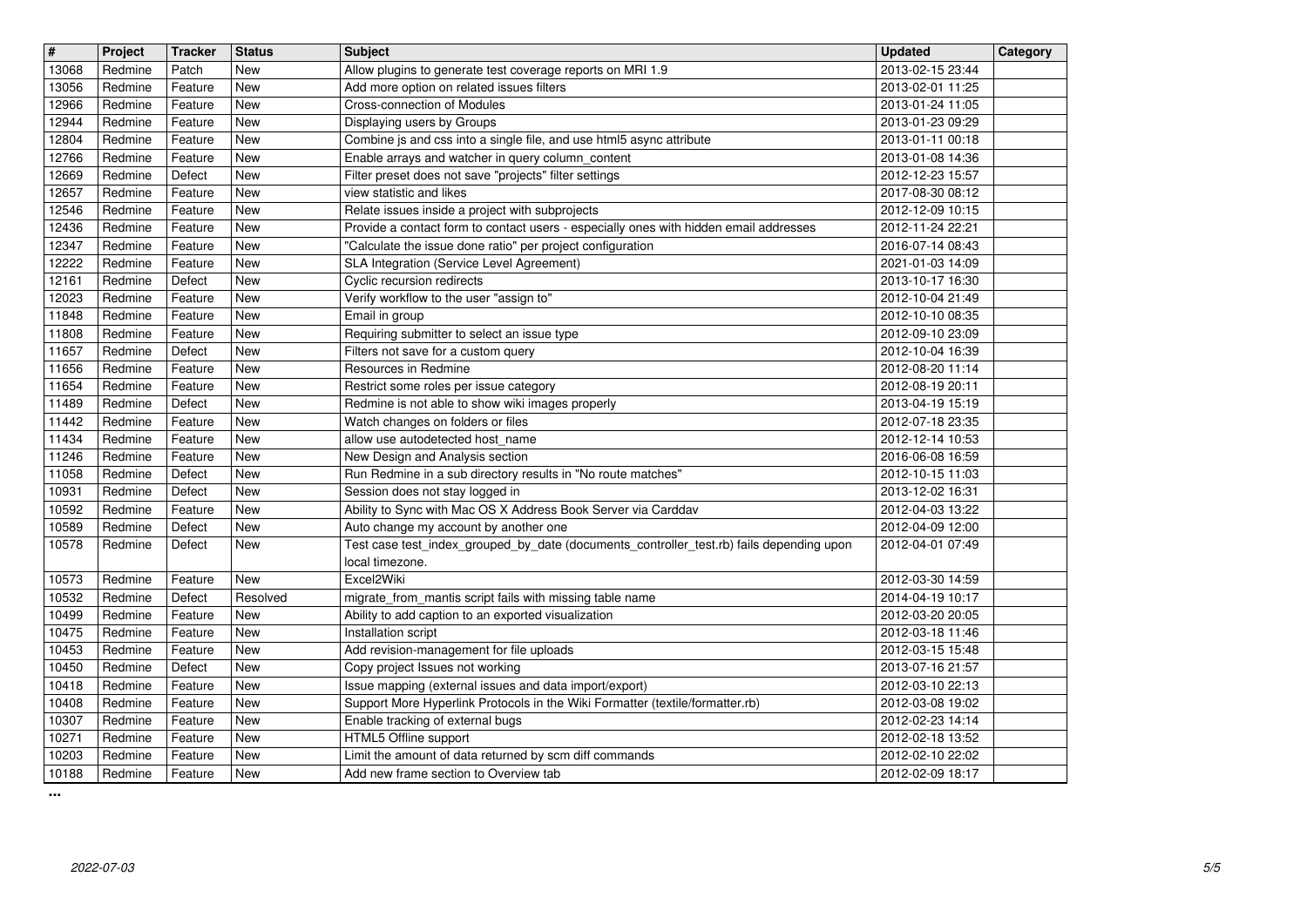| # | Project | Tracker | Status | Subject | Updated | Category |
|---|---|---|---|---|---|---|
| 13068 | Redmine | Patch | New | Allow plugins to generate test coverage reports on MRI 1.9 | 2013-02-15 23:44 | |
| 13056 | Redmine | Feature | New | Add more option on related issues filters | 2013-02-01 11:25 | |
| 12966 | Redmine | Feature | New | Cross-connection of Modules | 2013-01-24 11:05 | |
| 12944 | Redmine | Feature | New | Displaying users by Groups | 2013-01-23 09:29 | |
| 12804 | Redmine | Feature | New | Combine js and css into a single file, and use html5 async attribute | 2013-01-11 00:18 | |
| 12766 | Redmine | Feature | New | Enable arrays and watcher in query column_content | 2013-01-08 14:36 | |
| 12669 | Redmine | Defect | New | Filter preset does not save "projects" filter settings | 2012-12-23 15:57 | |
| 12657 | Redmine | Feature | New | view statistic and likes | 2017-08-30 08:12 | |
| 12546 | Redmine | Feature | New | Relate issues inside a project with subprojects | 2012-12-09 10:15 | |
| 12436 | Redmine | Feature | New | Provide a contact form to contact users - especially ones with hidden email addresses | 2012-11-24 22:21 | |
| 12347 | Redmine | Feature | New | "Calculate the issue done ratio" per project configuration | 2016-07-14 08:43 | |
| 12222 | Redmine | Feature | New | SLA Integration (Service Level Agreement) | 2021-01-03 14:09 | |
| 12161 | Redmine | Defect | New | Cyclic recursion redirects | 2013-10-17 16:30 | |
| 12023 | Redmine | Feature | New | Verify workflow to the user "assign to" | 2012-10-04 21:49 | |
| 11848 | Redmine | Feature | New | Email in group | 2012-10-10 08:35 | |
| 11808 | Redmine | Feature | New | Requiring submitter to select an issue type | 2012-09-10 23:09 | |
| 11657 | Redmine | Defect | New | Filters not save for a custom query | 2012-10-04 16:39 | |
| 11656 | Redmine | Feature | New | Resources in Redmine | 2012-08-20 11:14 | |
| 11654 | Redmine | Feature | New | Restrict some roles per issue category | 2012-08-19 20:11 | |
| 11489 | Redmine | Defect | New | Redmine is not able to show wiki images properly | 2013-04-19 15:19 | |
| 11442 | Redmine | Feature | New | Watch changes on folders or files | 2012-07-18 23:35 | |
| 11434 | Redmine | Feature | New | allow use autodetected host_name | 2012-12-14 10:53 | |
| 11246 | Redmine | Feature | New | New Design and Analysis section | 2016-06-08 16:59 | |
| 11058 | Redmine | Defect | New | Run Redmine in a sub directory results in "No route matches" | 2012-10-15 11:03 | |
| 10931 | Redmine | Defect | New | Session does not stay logged in | 2013-12-02 16:31 | |
| 10592 | Redmine | Feature | New | Ability to Sync with Mac OS X Address Book Server via Carddav | 2012-04-03 13:22 | |
| 10589 | Redmine | Defect | New | Auto change my account by another one | 2012-04-09 12:00 | |
| 10578 | Redmine | Defect | New | Test case test_index_grouped_by_date (documents_controller_test.rb) fails depending upon local timezone. | 2012-04-01 07:49 | |
| 10573 | Redmine | Feature | New | Excel2Wiki | 2012-03-30 14:59 | |
| 10532 | Redmine | Defect | Resolved | migrate_from_mantis script fails with missing table name | 2014-04-19 10:17 | |
| 10499 | Redmine | Feature | New | Ability to add caption to an exported visualization | 2012-03-20 20:05 | |
| 10475 | Redmine | Feature | New | Installation script | 2012-03-18 11:46 | |
| 10453 | Redmine | Feature | New | Add revision-management for file uploads | 2012-03-15 15:48 | |
| 10450 | Redmine | Defect | New | Copy project Issues not working | 2013-07-16 21:57 | |
| 10418 | Redmine | Feature | New | Issue mapping (external issues and data import/export) | 2012-03-10 22:13 | |
| 10408 | Redmine | Feature | New | Support More Hyperlink Protocols in the Wiki Formatter (textile/formatter.rb) | 2012-03-08 19:02 | |
| 10307 | Redmine | Feature | New | Enable tracking of external bugs | 2012-02-23 14:14 | |
| 10271 | Redmine | Feature | New | HTML5 Offline support | 2012-02-18 13:52 | |
| 10203 | Redmine | Feature | New | Limit the amount of data returned by scm diff commands | 2012-02-10 22:02 | |
| 10188 | Redmine | Feature | New | Add new frame section to Overview tab | 2012-02-09 18:17 | |

...